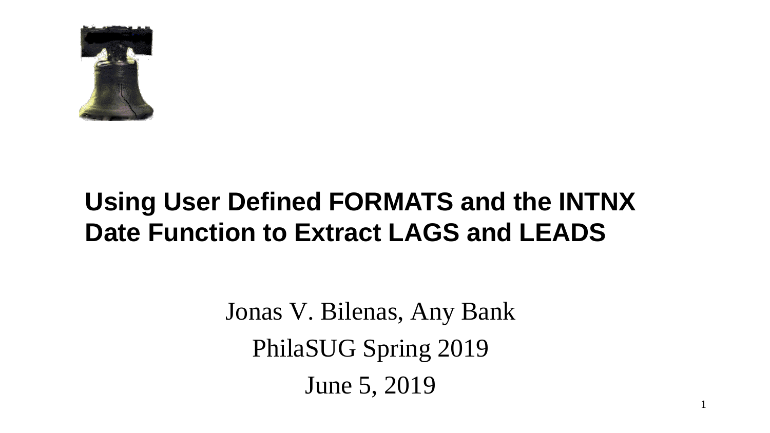# Using User Defined FORMATS and the INTNX Date Function to Extract LAGS and LEADS

Jonas V. Bilenas, Any Bank

PhilaSUG Spring 2019

June 5, 2019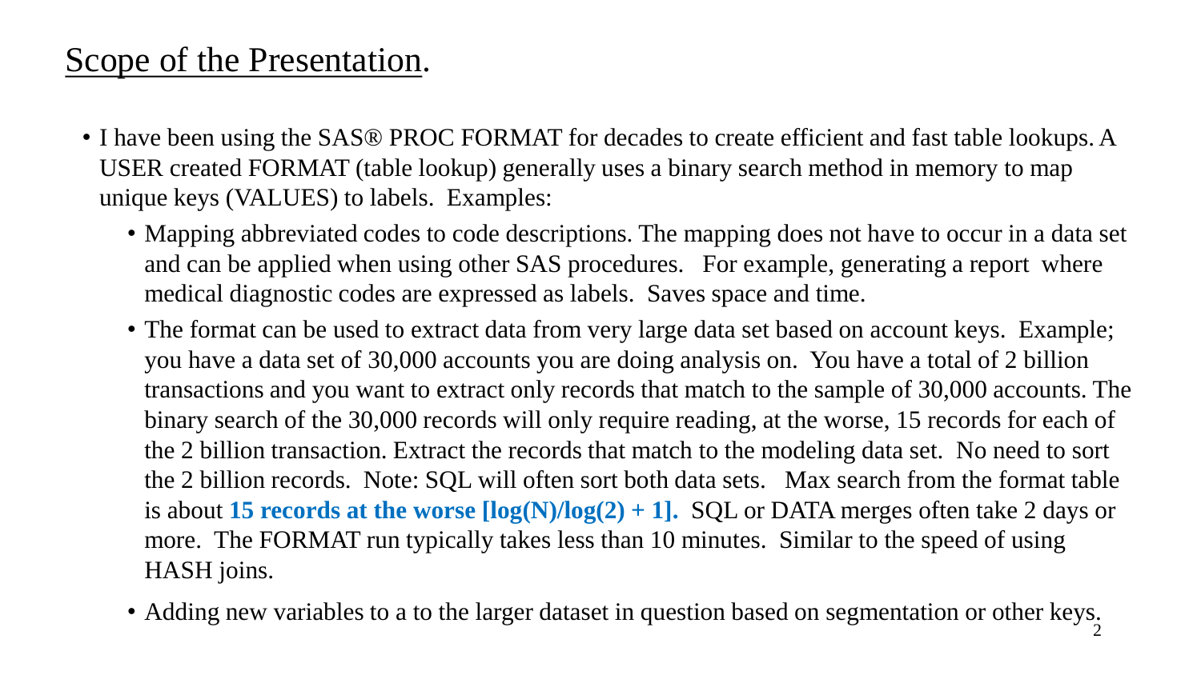# Scope of the Presentation.

- I have been using the SAS® PROC FORMAT for decades to create efficient and fast table lookups. A USER created FORMAT (table lookup) generally uses a binary search method in memory to map unique keys (VALUES) to labels. Examples:
  - Mapping abbreviated codes to code descriptions. The mapping does not have to occur in a data set and can be applied when using other SAS procedures. For example, generating a report where medical diagnostic codes are expressed as labels. Saves space and time.
  - The format can be used to extract data from very large data set based on account keys. Example; you have a data set of 30,000 accounts you are doing analysis on. You have a total of 2 billion transactions and you want to extract only records that match to the sample of 30,000 accounts. The binary search of the 30,000 records will only require reading, at the worse, 15 records for each of the 2 billion transaction. Extract the records that match to the modeling data set. No need to sort the 2 billion records. Note: SQL will often sort both data sets. Max search from the format table is about **15 records at the worse [log(N)/log(2) + 1].** SQL or DATA merges often take 2 days or more. The FORMAT run typically takes less than 10 minutes. Similar to the speed of using HASH joins.
  - Adding new variables to a to the larger dataset in question based on segmentation or other keys.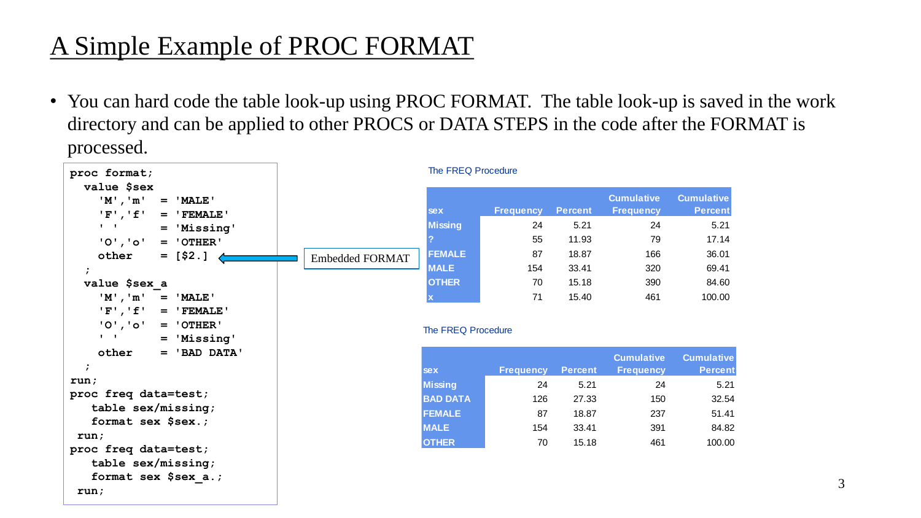# A Simple Example of PROC FORMAT

- You can hard code the table look-up using PROC FORMAT. The table look-up is saved in the work directory and can be applied to other PROCS or DATA STEPS in the code after the FORMAT is processed.

```
proc format;
  value $sex
    'M','m'   = 'MALE'
    'F','f'   = 'FEMALE'
    ' '       = 'Missing'
    'O','o'   = 'OTHER'
    other     = [$2.]
  ;
  value $sex_a
    'M','m'   = 'MALE'
    'F','f'   = 'FEMALE'
    'O','o'   = 'OTHER'
    ' '       = 'Missing'
    other     = 'BAD DATA'
  ;
run;
proc freq data=test;
   table sex/missing;
   format sex $sex.;
 run;
proc freq data=test;
   table sex/missing;
   format sex $sex_a.;
 run;
```

Embedded FORMAT

The FREQ Procedure

| sex | Frequency | Percent | Cumulative Frequency | Cumulative Percent |
|---|---|---|---|---|
| Missing | 24 | 5.21 | 24 | 5.21 |
| ? | 55 | 11.93 | 79 | 17.14 |
| FEMALE | 87 | 18.87 | 166 | 36.01 |
| MALE | 154 | 33.41 | 320 | 69.41 |
| OTHER | 70 | 15.18 | 390 | 84.60 |
| x | 71 | 15.40 | 461 | 100.00 |

The FREQ Procedure

| sex | Frequency | Percent | Cumulative Frequency | Cumulative Percent |
|---|---|---|---|---|
| Missing | 24 | 5.21 | 24 | 5.21 |
| BAD DATA | 126 | 27.33 | 150 | 32.54 |
| FEMALE | 87 | 18.87 | 237 | 51.41 |
| MALE | 154 | 33.41 | 391 | 84.82 |
| OTHER | 70 | 15.18 | 461 | 100.00 |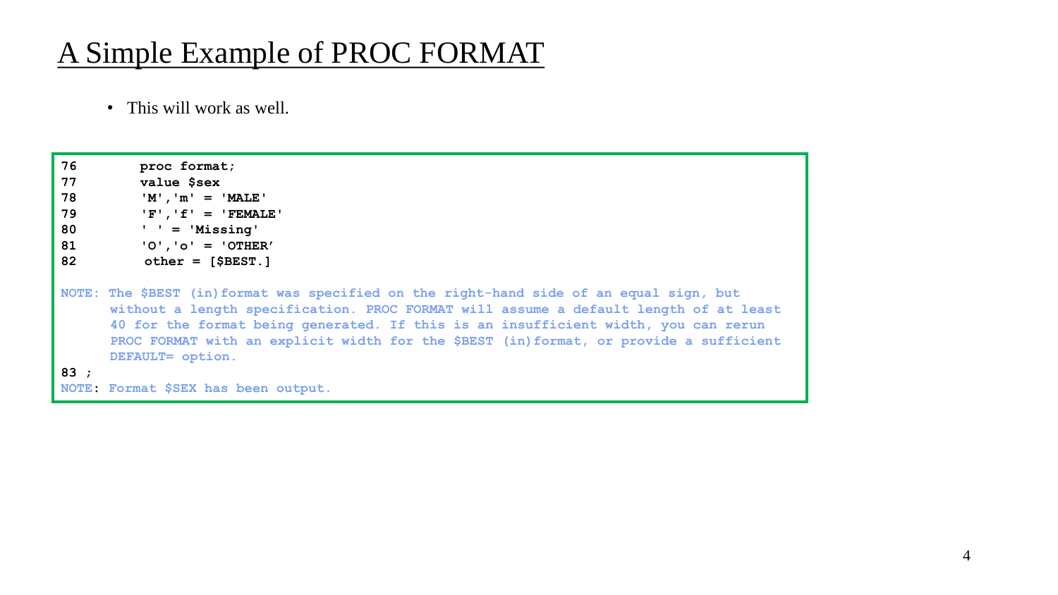# A Simple Example of PROC FORMAT

- This will work as well.

```
76        proc format;
77        value $sex
78        'M','m' = 'MALE'
79        'F','f' = 'FEMALE'
80        ' ' = 'Missing'
81        'O','o' = 'OTHER'
82         other = [$BEST.]

NOTE: The $BEST (in)format was specified on the right-hand side of an equal sign, but
      without a length specification. PROC FORMAT will assume a default length of at least
      40 for the format being generated. If this is an insufficient width, you can rerun
      PROC FORMAT with an explicit width for the $BEST (in)format, or provide a sufficient
      DEFAULT= option.
83 ;
NOTE: Format $SEX has been output.
```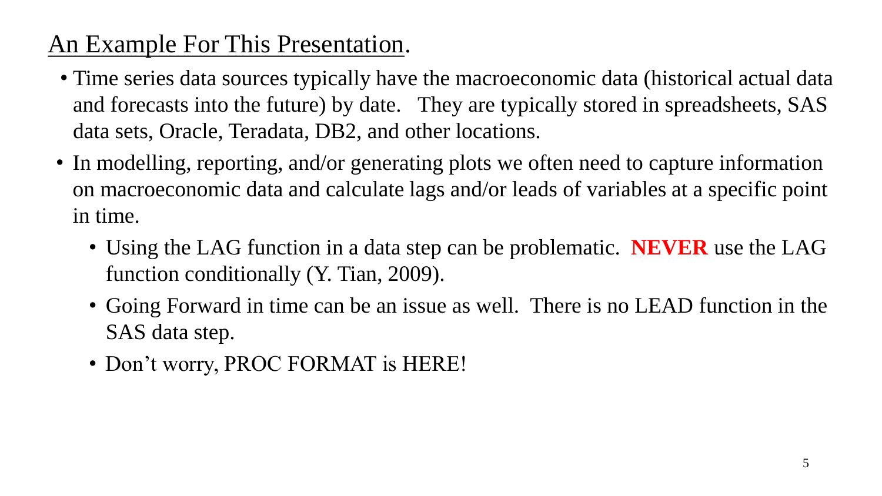## An Example For This Presentation.

- Time series data sources typically have the macroeconomic data (historical actual data and forecasts into the future) by date. They are typically stored in spreadsheets, SAS data sets, Oracle, Teradata, DB2, and other locations.
- In modelling, reporting, and/or generating plots we often need to capture information on macroeconomic data and calculate lags and/or leads of variables at a specific point in time.
  - Using the LAG function in a data step can be problematic. **NEVER** use the LAG function conditionally (Y. Tian, 2009).
  - Going Forward in time can be an issue as well. There is no LEAD function in the SAS data step.
  - Don't worry, PROC FORMAT is HERE!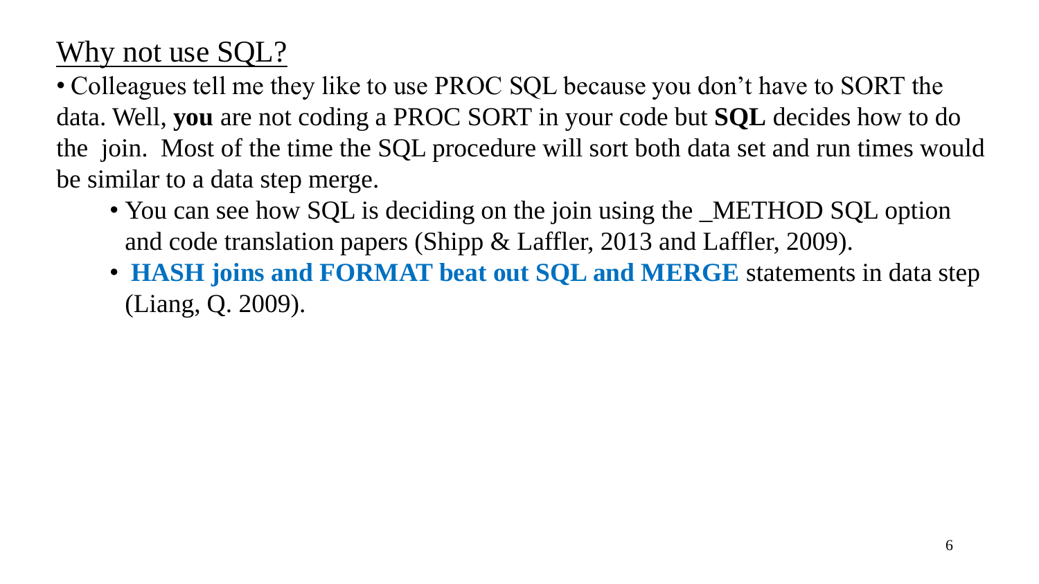## Why not use SQL?

- Colleagues tell me they like to use PROC SQL because you don't have to SORT the data. Well, **you** are not coding a PROC SORT in your code but **SQL** decides how to do the join. Most of the time the SQL procedure will sort both data set and run times would be similar to a data step merge.
  - You can see how SQL is deciding on the join using the _METHOD SQL option and code translation papers (Shipp & Laffler, 2013 and Laffler, 2009).
  - **HASH joins and FORMAT beat out SQL and MERGE** statements in data step (Liang, Q. 2009).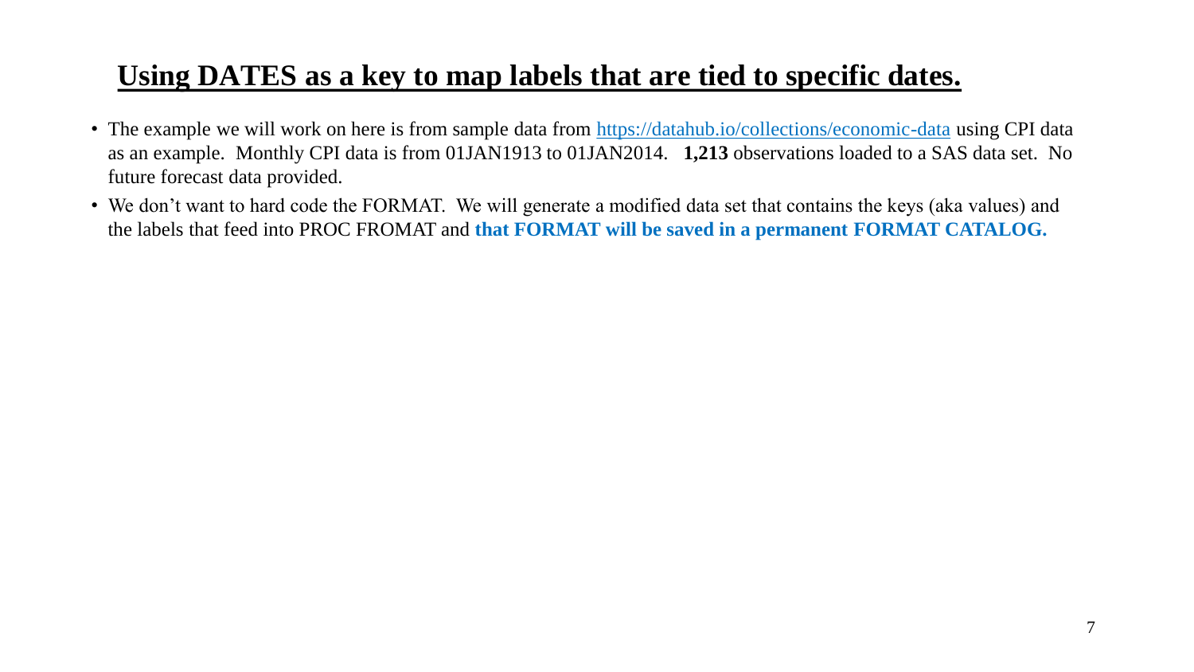# **Using DATES as a key to map labels that are tied to specific dates.**

- The example we will work on here is from sample data from [https://datahub.io/collections/economic-data](https://datahub.io/collections/economic-data) using CPI data as an example. Monthly CPI data is from 01JAN1913 to 01JAN2014. **1,213** observations loaded to a SAS data set. No future forecast data provided.
- We don't want to hard code the FORMAT. We will generate a modified data set that contains the keys (aka values) and the labels that feed into PROC FROMAT and **that FORMAT will be saved in a permanent FORMAT CATALOG.**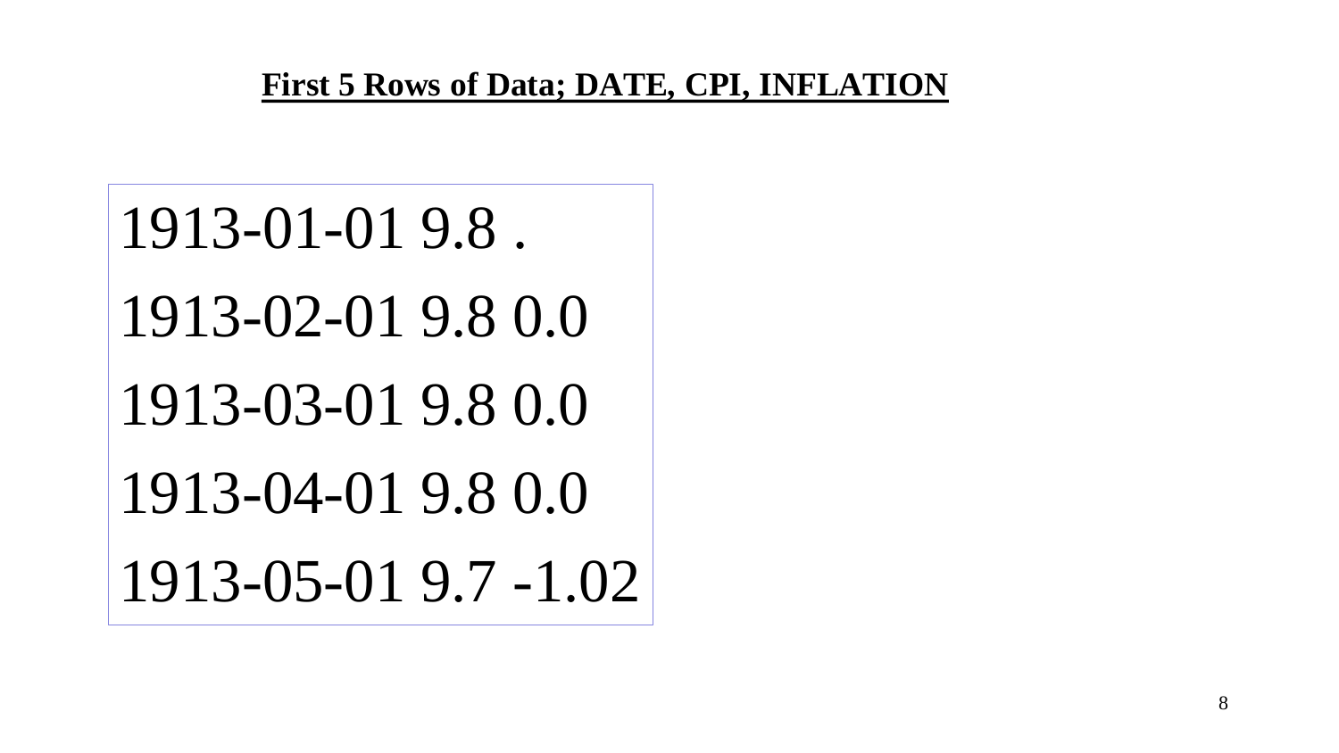**First 5 Rows of Data; DATE, CPI, INFLATION**

```
1913-01-01 9.8 .
1913-02-01 9.8 0.0
1913-03-01 9.8 0.0
1913-04-01 9.8 0.0
1913-05-01 9.7 -1.02
```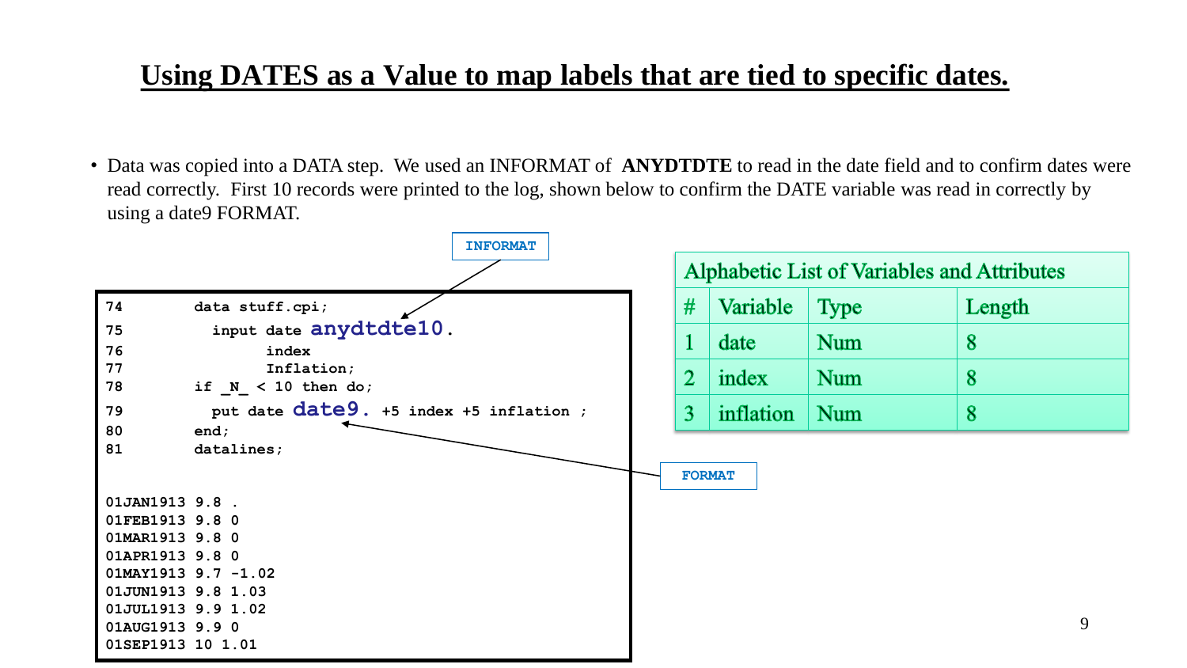## Using DATES as a Value to map labels that are tied to specific dates.

- Data was copied into a DATA step. We used an INFORMAT of **ANYDTDTE** to read in the date field and to confirm dates were read correctly. First 10 records were printed to the log, shown below to confirm the DATE variable was read in correctly by using a date9 FORMAT.

INFORMAT

```
74         data stuff.cpi;
75           input date anydtdte10.
76                 index
77                 Inflation;
78         if _N_ < 10 then do;
79           put date date9. +5 index +5 inflation ;
80         end;
81         datalines;


01JAN1913 9.8 .
01FEB1913 9.8 0
01MAR1913 9.8 0
01APR1913 9.8 0
01MAY1913 9.7 -1.02
01JUN1913 9.8 1.03
01JUL1913 9.9 1.02
01AUG1913 9.9 0
01SEP1913 10 1.01
```

FORMAT

| Alphabetic List of Variables and Attributes | | | |
|---|---|---|---|
| # | Variable | Type | Length |
| 1 | date | Num | 8 |
| 2 | index | Num | 8 |
| 3 | inflation | Num | 8 |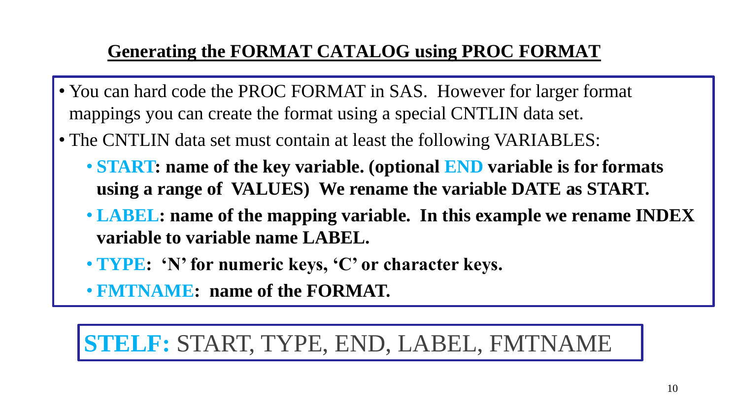## Generating the FORMAT CATALOG using PROC FORMAT

- You can hard code the PROC FORMAT in SAS. However for larger format mappings you can create the format using a special CNTLIN data set.
- The CNTLIN data set must contain at least the following VARIABLES:
  - **START: name of the key variable. (optional END variable is for formats using a range of VALUES) We rename the variable DATE as START.**
  - **LABEL: name of the mapping variable. In this example we rename INDEX variable to variable name LABEL.**
  - **TYPE: 'N' for numeric keys, 'C' or character keys.**
  - **FMTNAME: name of the FORMAT.**

**STELF:** START, TYPE, END, LABEL, FMTNAME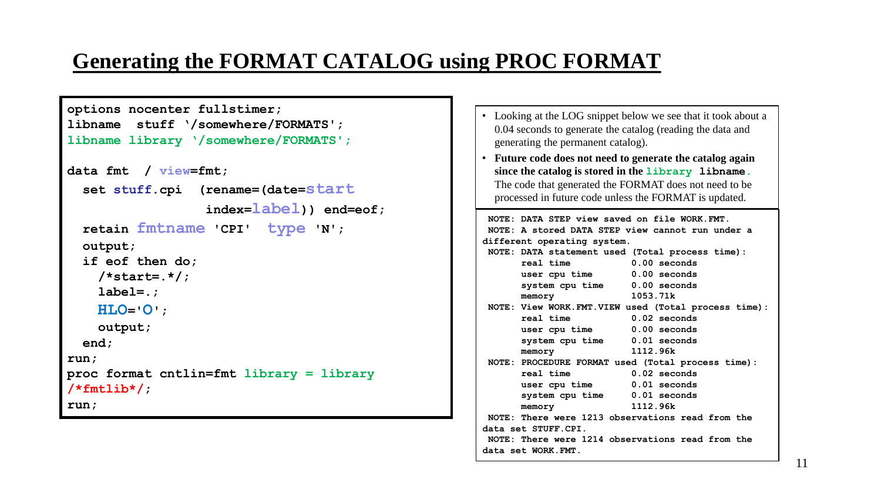# Generating the FORMAT CATALOG using PROC FORMAT

```
options nocenter fulltimer;
libname  stuff '/somewhere/FORMATS';
libname library '/somewhere/FORMATS';

data fmt  / view=fmt;
  set stuff.cpi  (rename=(date=start
                  index=label)) end=eof;
  retain fmtname 'CPI'  type 'N';
  output;
  if eof then do;
    /*start=.*/;
    label=.;
    HLO='O';
    output;
  end;
run;
proc format cntlin=fmt library = library
/*fmtlib*/;
run;
```

- Looking at the LOG snippet below we see that it took about a 0.04 seconds to generate the catalog (reading the data and generating the permanent catalog).
- **Future code does not need to generate the catalog again since the catalog is stored in the `library` libname.** The code that generated the FORMAT does not need to be processed in future code unless the FORMAT is updated.

```
 NOTE: DATA STEP view saved on file WORK.FMT.
 NOTE: A stored DATA STEP view cannot run under a
different operating system.
 NOTE: DATA statement used (Total process time):
       real time           0.00 seconds
       user cpu time       0.00 seconds
       system cpu time     0.00 seconds
       memory              1053.71k
 NOTE: View WORK.FMT.VIEW used (Total process time):
       real time           0.02 seconds
       user cpu time       0.00 seconds
       system cpu time     0.01 seconds
       memory              1112.96k
 NOTE: PROCEDURE FORMAT used (Total process time):
       real time           0.02 seconds
       user cpu time       0.01 seconds
       system cpu time     0.01 seconds
       memory              1112.96k
 NOTE: There were 1213 observations read from the
data set STUFF.CPI.
 NOTE: There were 1214 observations read from the
data set WORK.FMT.
```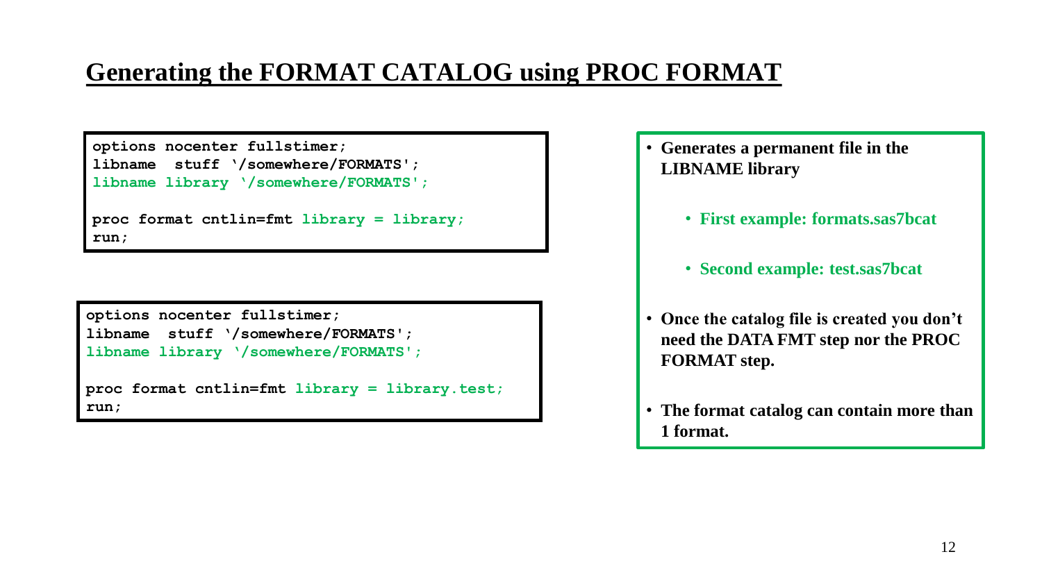# Generating the FORMAT CATALOG using PROC FORMAT

```
options nocenter fullstimer;
libname  stuff '/somewhere/FORMATS';
libname library '/somewhere/FORMATS';

proc format cntlin=fmt library = library;
run;
```

```
options nocenter fullstimer;
libname  stuff '/somewhere/FORMATS';
libname library '/somewhere/FORMATS';

proc format cntlin=fmt library = library.test;
run;
```

- **Generates a permanent file in the LIBNAME library**
  - **First example: formats.sas7bcat**
  - **Second example: test.sas7bcat**
- **Once the catalog file is created you don't need the DATA FMT step nor the PROC FORMAT step.**
- **The format catalog can contain more than 1 format.**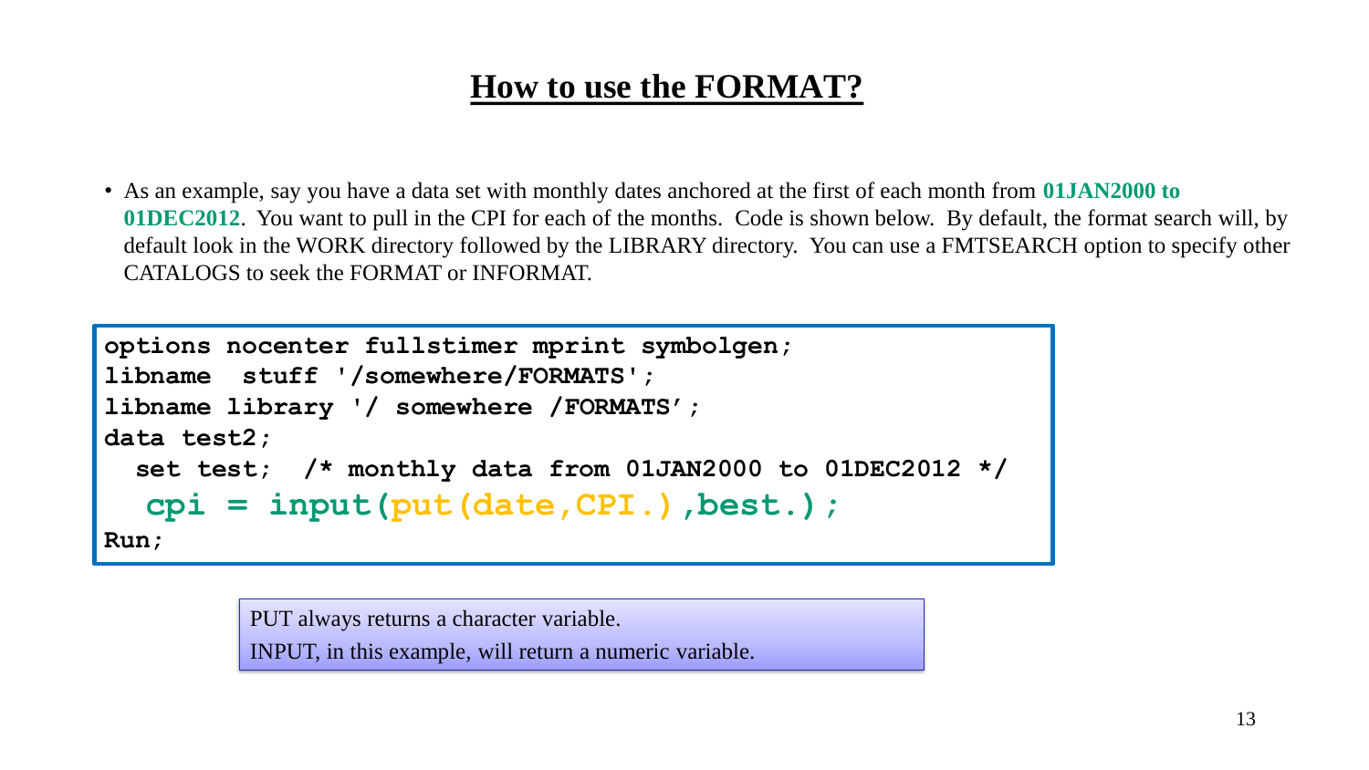# How to use the FORMAT?

- As an example, say you have a data set with monthly dates anchored at the first of each month from **01JAN2000 to 01DEC2012**. You want to pull in the CPI for each of the months. Code is shown below. By default, the format search will, by default look in the WORK directory followed by the LIBRARY directory. You can use a FMTSEARCH option to specify other CATALOGS to seek the FORMAT or INFORMAT.

```
options nocenter fullstimer mprint symbolgen;
libname  stuff '/somewhere/FORMATS';
libname library '/ somewhere /FORMATS’;
data test2;
  set test;  /* monthly data from 01JAN2000 to 01DEC2012 */
   cpi = input(put(date,CPI.),best.);
Run;
```

PUT always returns a character variable.
INPUT, in this example, will return a numeric variable.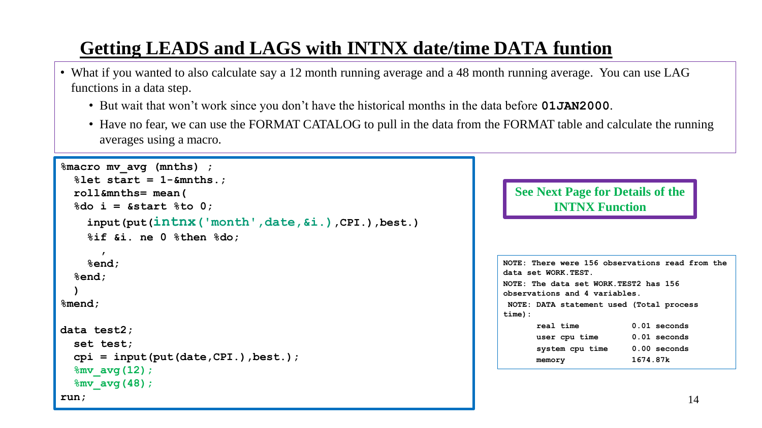# Getting LEADS and LAGS with INTNX date/time DATA funtion

- What if you wanted to also calculate say a 12 month running average and a 48 month running average. You can use LAG functions in a data step.
  - But wait that won't work since you don't have the historical months in the data before **01JAN2000**.
  - Have no fear, we can use the FORMAT CATALOG to pull in the data from the FORMAT table and calculate the running averages using a macro.

```
%macro mv_avg (mnths) ;
  %let start = 1-&mnths.;
  roll&mnths= mean(
  %do i = &start %to 0;
    input(put(intnx('month',date,&i.),CPI.),best.)
    %if &i. ne 0 %then %do;
      ,
    %end;
  %end;
  )
%mend;

data test2;
  set test;
  cpi = input(put(date,CPI.),best.);
  %mv_avg(12);
  %mv_avg(48);
run;
```

**See Next Page for Details of the INTNX Function**

```
NOTE: There were 156 observations read from the
data set WORK.TEST.
NOTE: The data set WORK.TEST2 has 156
observations and 4 variables.
 NOTE: DATA statement used (Total process
time):
      real time           0.01 seconds
      user cpu time       0.01 seconds
      system cpu time     0.00 seconds
      memory              1674.87k
```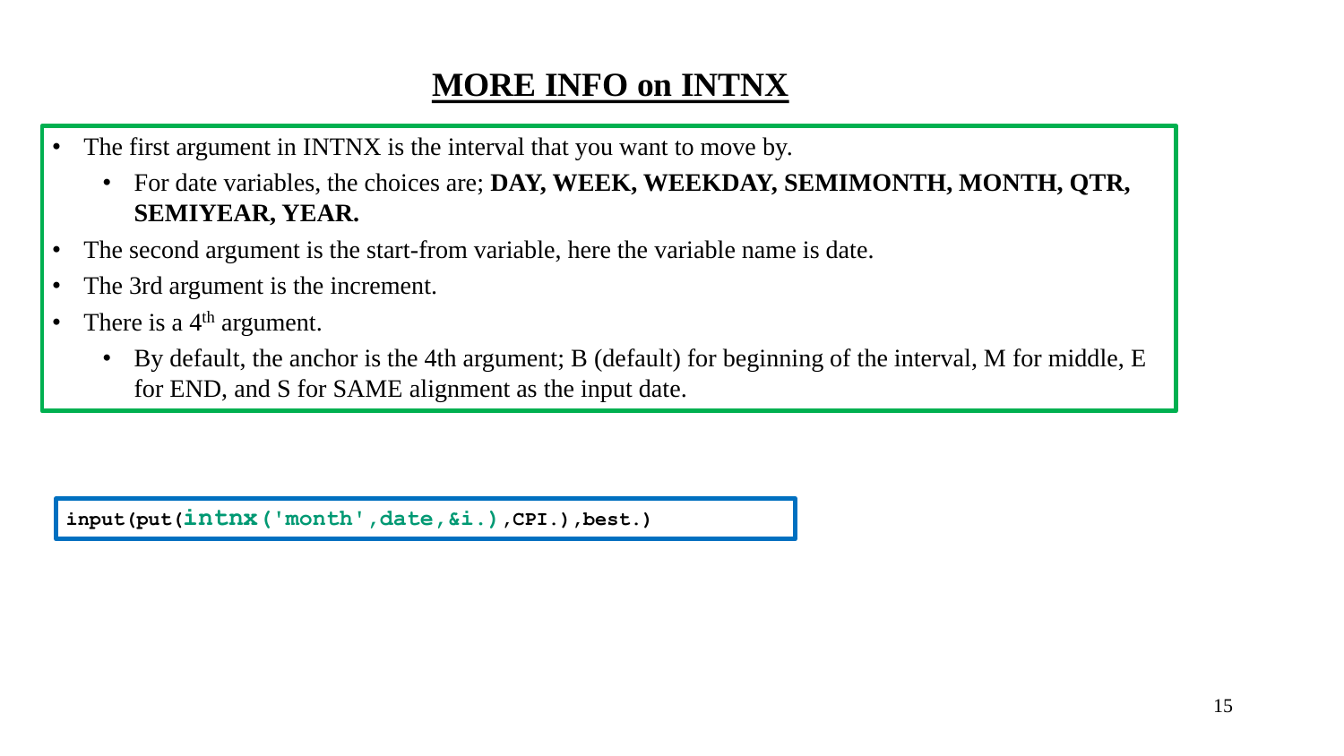# MORE INFO on INTNX

- The first argument in INTNX is the interval that you want to move by.
  - For date variables, the choices are; **DAY, WEEK, WEEKDAY, SEMIMONTH, MONTH, QTR, SEMIYEAR, YEAR.**
- The second argument is the start-from variable, here the variable name is date.
- The 3rd argument is the increment.
- There is a $4^{th}$ argument.
  - By default, the anchor is the 4th argument; B (default) for beginning of the interval, M for middle, E for END, and S for SAME alignment as the input date.

```
input(put(intnx('month',date,&i.),CPI.),best.)
```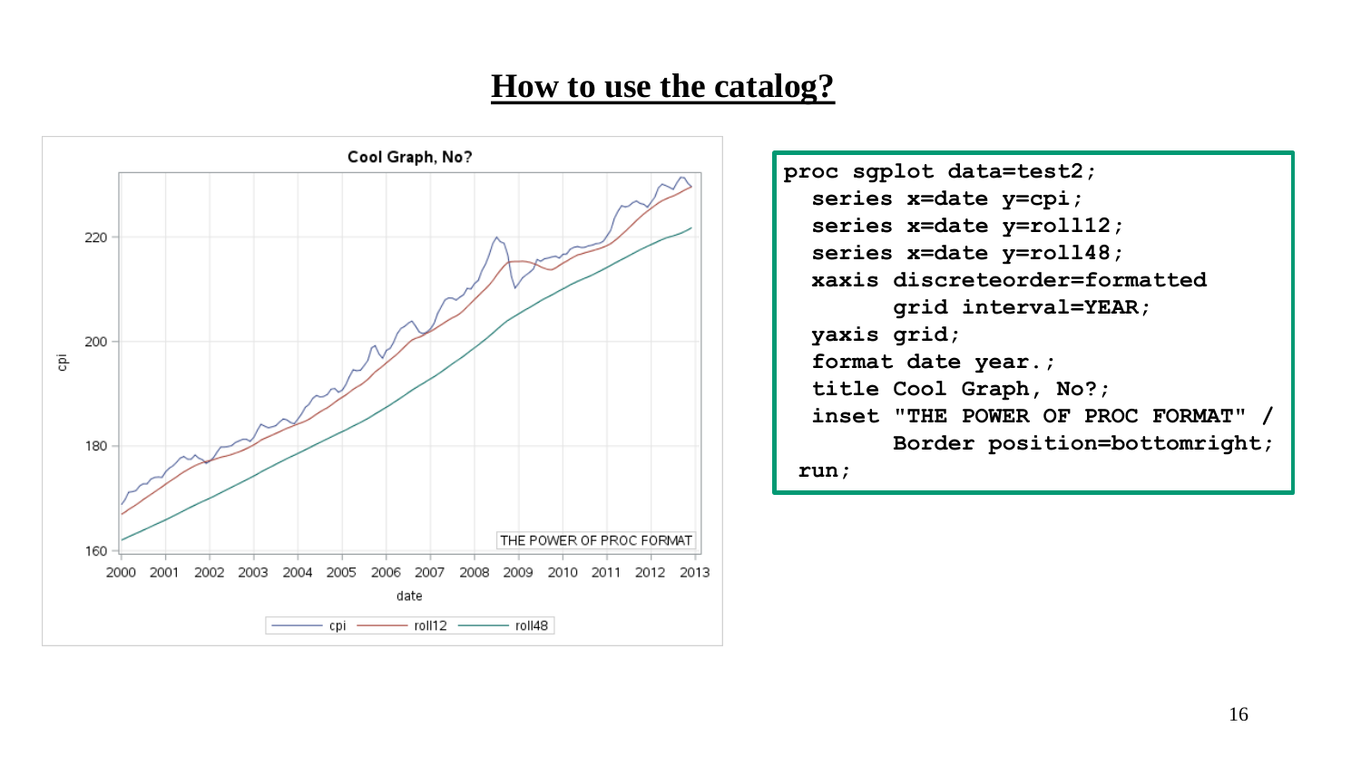# How to use the catalog?

```
proc sgplot data=test2;
  series x=date y=cpi;
  series x=date y=roll12;
  series x=date y=roll48;
  xaxis discreteorder=formatted
        grid interval=YEAR;
  yaxis grid;
  format date year.;
  title Cool Graph, No?;
  inset "THE POWER OF PROC FORMAT" /
        Border position=bottomright;
 run;
```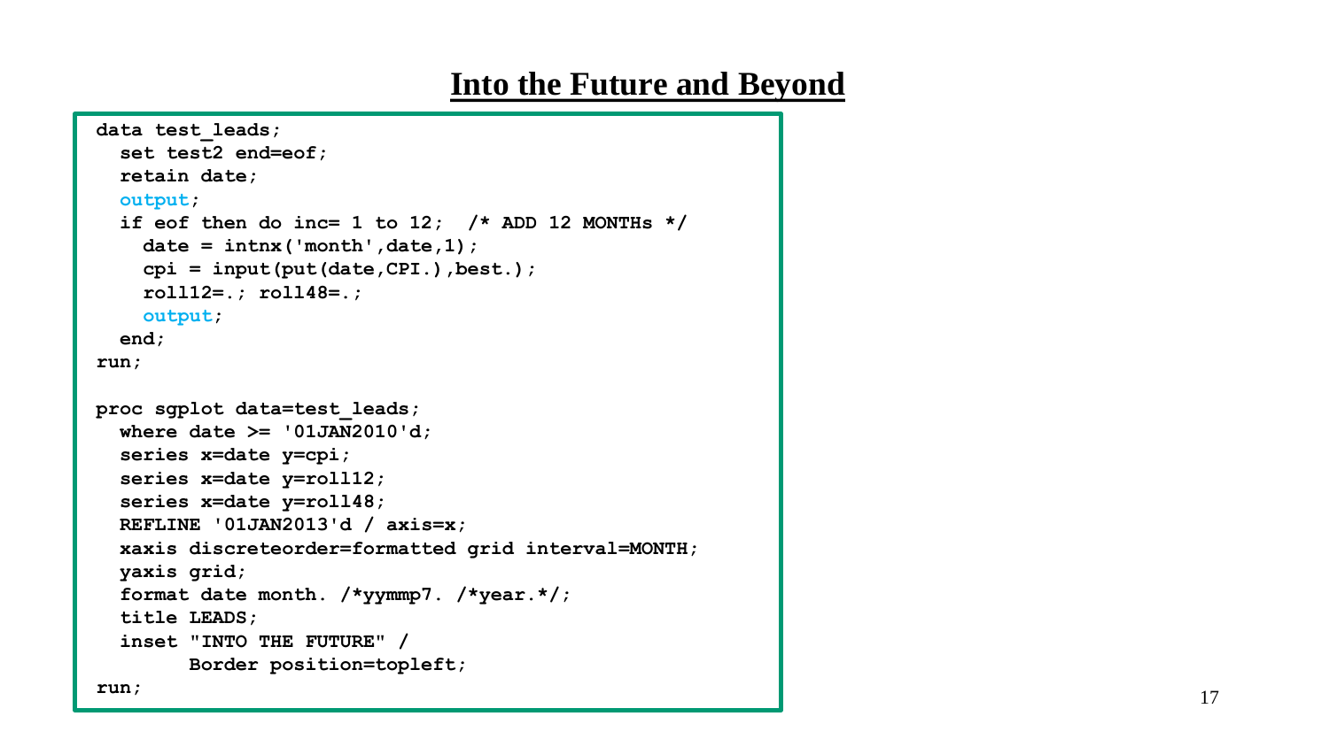# Into the Future and Beyond

```
data test_leads;
  set test2 end=eof;
  retain date;
  output;
  if eof then do inc= 1 to 12;  /* ADD 12 MONTHs */
    date = intnx('month',date,1);
    cpi = input(put(date,CPI.),best.);
    roll12=.; roll48=.;
    output;
  end;
run;

proc sgplot data=test_leads;
  where date >= '01JAN2010'd;
  series x=date y=cpi;
  series x=date y=roll12;
  series x=date y=roll48;
  REFLINE '01JAN2013'd / axis=x;
  xaxis discreteorder=formatted grid interval=MONTH;
  yaxis grid;
  format date month. /*yymmp7. /*year.*/;
  title LEADS;
  inset "INTO THE FUTURE" /
        Border position=topleft;
run;
```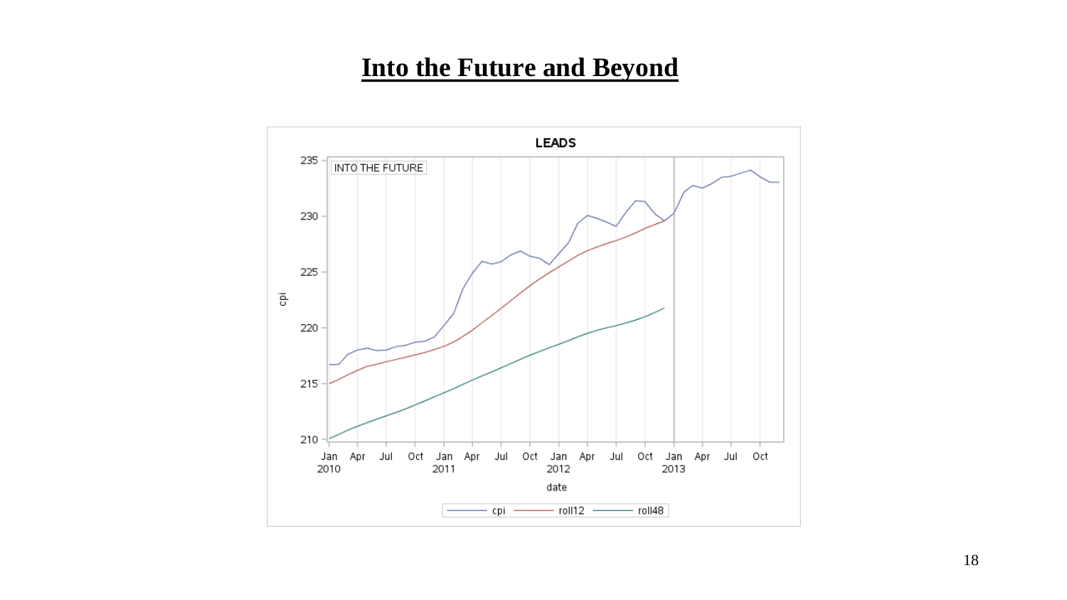# Into the Future and Beyond

LEADS

INTO THE FUTURE

cpi

date

cpi roll12 roll48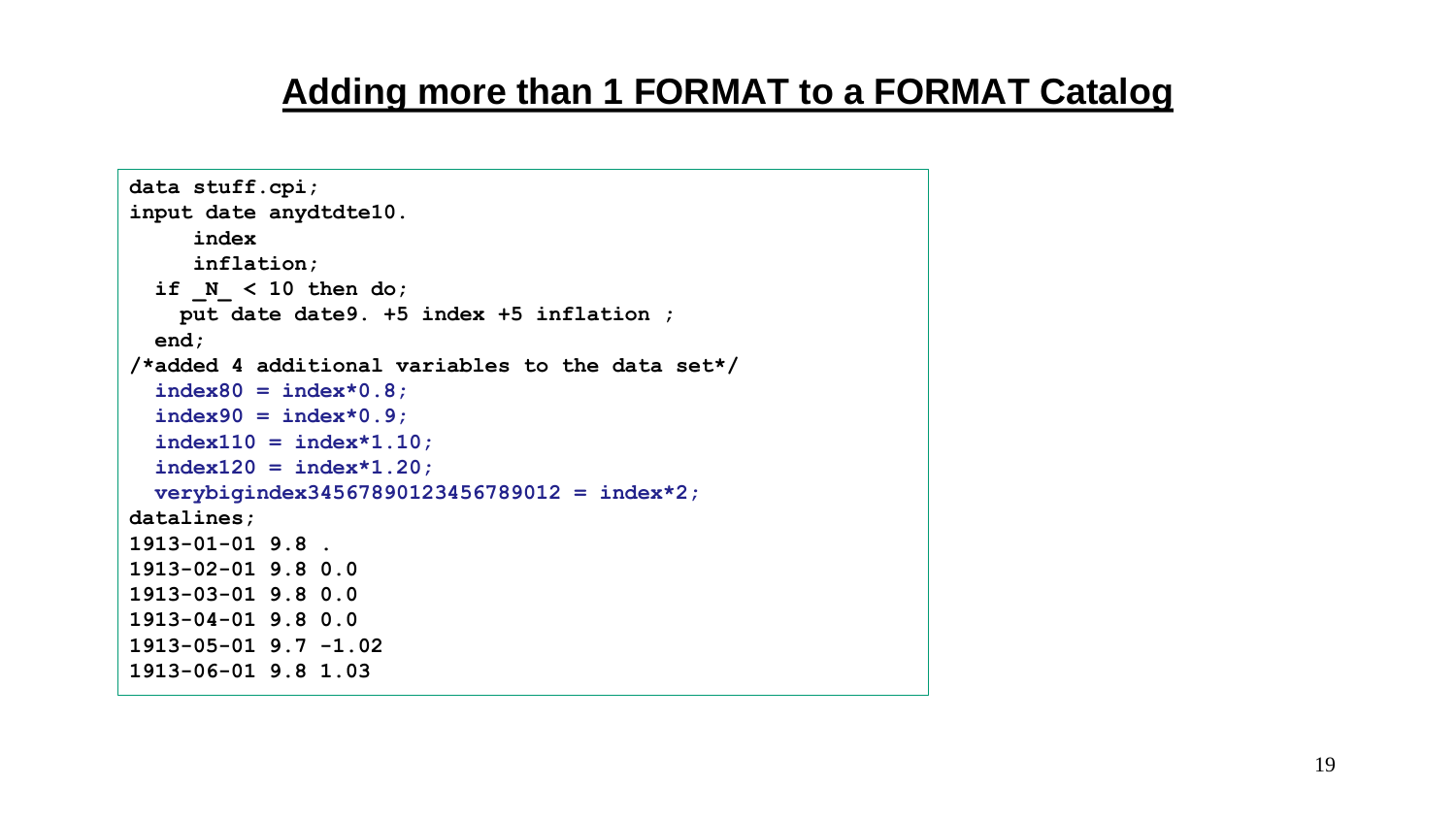## Adding more than 1 FORMAT to a FORMAT Catalog

```
data stuff.cpi;
input date anydtdte10.
     index
     inflation;
  if _N_ < 10 then do;
    put date date9. +5 index +5 inflation ;
  end;
/*added 4 additional variables to the data set*/
  index80 = index*0.8;
  index90 = index*0.9;
  index110 = index*1.10;
  index120 = index*1.20;
  verybigindex3456789012345678901 2 = index*2;
datalines;
1913-01-01 9.8 .
1913-02-01 9.8 0.0
1913-03-01 9.8 0.0
1913-04-01 9.8 0.0
1913-05-01 9.7 -1.02
1913-06-01 9.8 1.03
```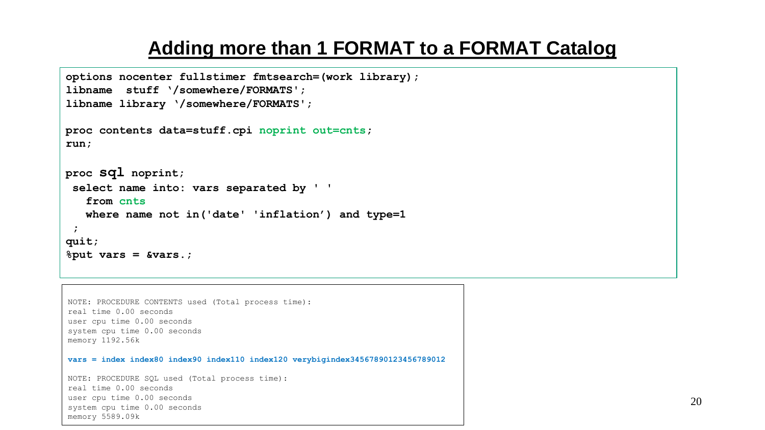# Adding more than 1 FORMAT to a FORMAT Catalog

```
options nocenter fullstimer fmtsearch=(work library);
libname  stuff '/somewhere/FORMATS';
libname library '/somewhere/FORMATS';

proc contents data=stuff.cpi noprint out=cnts;
run;

proc sql noprint;
 select name into: vars separated by ' '
   from cnts
   where name not in('date' 'inflation') and type=1
 ;
quit;
%put vars = &vars.;
```

```
NOTE: PROCEDURE CONTENTS used (Total process time):
real time 0.00 seconds
user cpu time 0.00 seconds
system cpu time 0.00 seconds
memory 1192.56k

vars = index index80 index90 index110 index120 verybigindex34567890123456789012

NOTE: PROCEDURE SQL used (Total process time):
real time 0.00 seconds
user cpu time 0.00 seconds
system cpu time 0.00 seconds
memory 5589.09k
```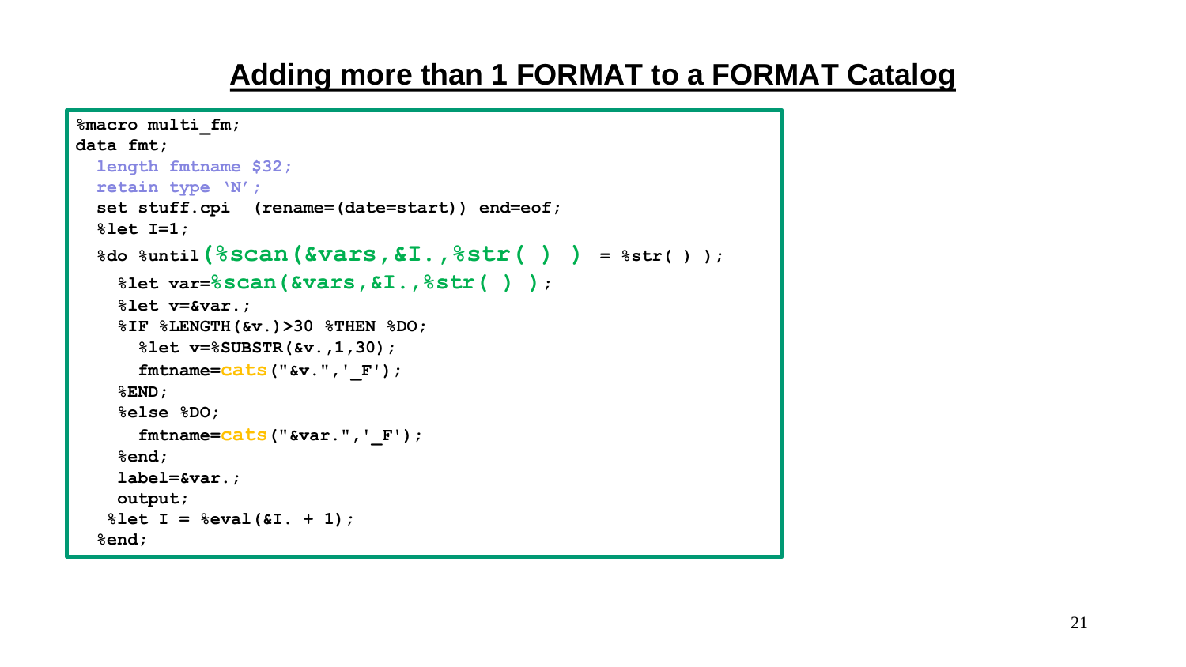# Adding more than 1 FORMAT to a FORMAT Catalog

```
%macro multi_fm;
data fmt;
  length fmtname $32;
  retain type 'N';
  set stuff.cpi  (rename=(date=start)) end=eof;
  %let I=1;
  %do %until(%scan(&vars,&I.,%str( ) ) = %str( ) );
    %let var=%scan(&vars,&I.,%str( ) );
    %let v=&var.;
    %IF %LENGTH(&v.)>30 %THEN %DO;
      %let v=%SUBSTR(&v.,1,30);
      fmtname=cats("&v.",'_F');
    %END;
    %else %DO;
      fmtname=cats("&var.",'_F');
    %end;
    label=&var.;
    output;
   %let I = %eval(&I. + 1);
  %end;
```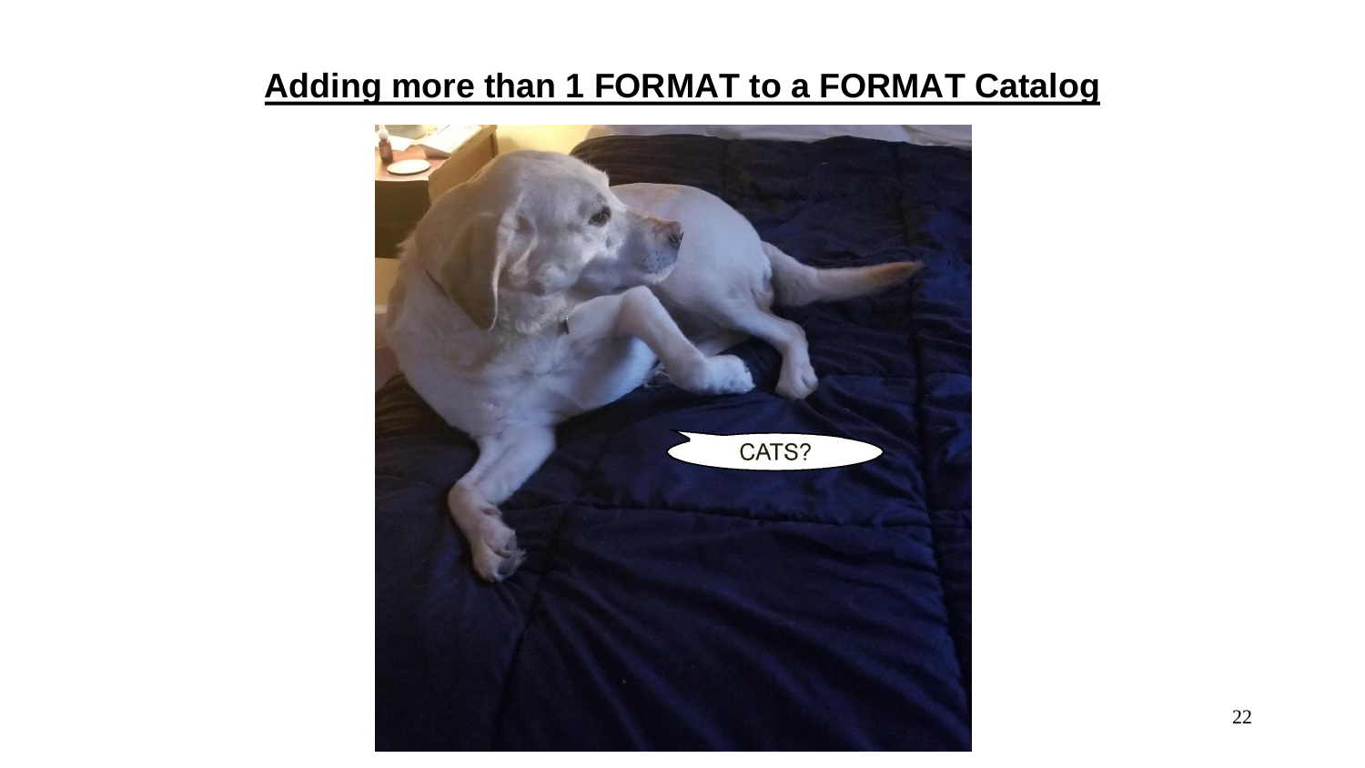## Adding more than 1 FORMAT to a FORMAT Catalog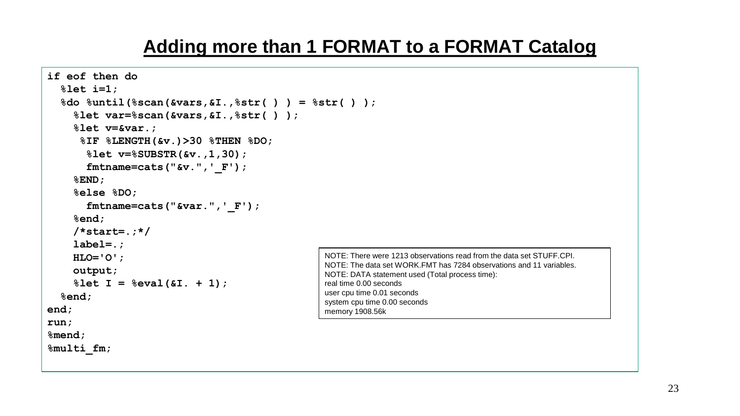## Adding more than 1 FORMAT to a FORMAT Catalog

```
if eof then do
  %let i=1;
  %do %until(%scan(&vars,&I.,%str( ) ) = %str( ) );
    %let var=%scan(&vars,&I.,%str( ) );
    %let v=&var.;
     %IF %LENGTH(&v.)>30 %THEN %DO;
      %let v=%SUBSTR(&v.,1,30);
      fmtname=cats("&v.",'_F');
    %END;
    %else %DO;
      fmtname=cats("&var.",'_F');
    %end;
    /*start=.;*/
    label=.;
    HLO='O';
    output;
    %let I = %eval(&I. + 1);
  %end;
end;
run;
%mend;
%multi_fm;
```

```
NOTE: There were 1213 observations read from the data set STUFF.CPI.
NOTE: The data set WORK.FMT has 7284 observations and 11 variables.
NOTE: DATA statement used (Total process time):
real time 0.00 seconds
user cpu time 0.01 seconds
system cpu time 0.00 seconds
memory 1908.56k
```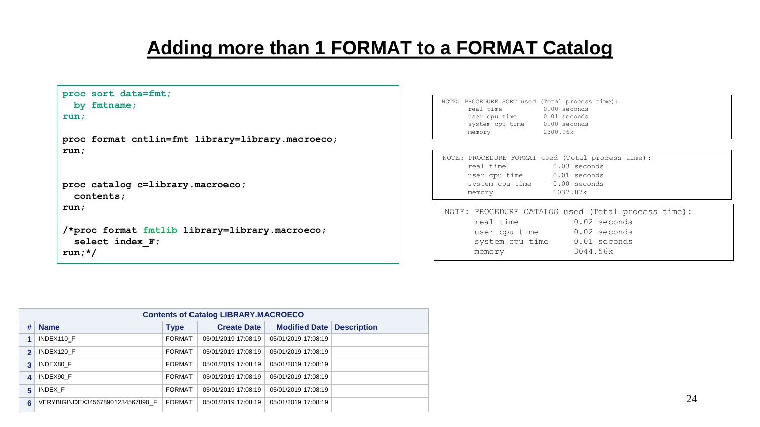# Adding more than 1 FORMAT to a FORMAT Catalog

```
proc sort data=fmt;
  by fmtname;
run;

proc format cntlin=fmt library=library.macroeco;
run;


proc catalog c=library.macroeco;
  contents;
run;

/*proc format fmtlib library=library.macroeco;
  select index_F;
run;*/
```

```
NOTE: PROCEDURE SORT used (Total process time):
      real time           0.00 seconds
      user cpu time       0.01 seconds
      system cpu time     0.00 seconds
      memory              2300.96k
```

```
NOTE: PROCEDURE FORMAT used (Total process time):
      real time           0.03 seconds
      user cpu time       0.01 seconds
      system cpu time     0.00 seconds
      memory              1037.87k
```

```
NOTE: PROCEDURE CATALOG used (Total process time):
      real time           0.02 seconds
      user cpu time       0.02 seconds
      system cpu time     0.01 seconds
      memory              3044.56k
```

**Contents of Catalog LIBRARY.MACROECO**

| # | Name | Type | Create Date | Modified Date | Description |
|---|---|---|---|---|---|
| 1 | INDEX110_F | FORMAT | 05/01/2019 17:08:19 | 05/01/2019 17:08:19 | |
| 2 | INDEX120_F | FORMAT | 05/01/2019 17:08:19 | 05/01/2019 17:08:19 | |
| 3 | INDEX80_F | FORMAT | 05/01/2019 17:08:19 | 05/01/2019 17:08:19 | |
| 4 | INDEX90_F | FORMAT | 05/01/2019 17:08:19 | 05/01/2019 17:08:19 | |
| 5 | INDEX_F | FORMAT | 05/01/2019 17:08:19 | 05/01/2019 17:08:19 | |
| 6 | VERYBIGINDEX345678901234567890_F | FORMAT | 05/01/2019 17:08:19 | 05/01/2019 17:08:19 | |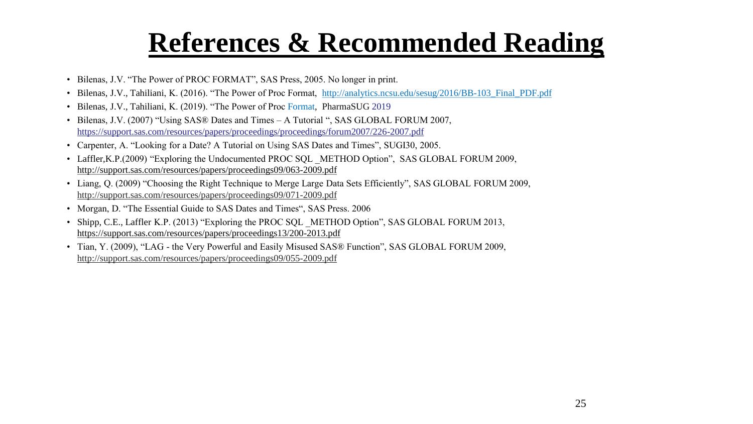# References & Recommended Reading

- Bilenas, J.V. "The Power of PROC FORMAT", SAS Press, 2005. No longer in print.
- Bilenas, J.V., Tahiliani, K. (2016). "The Power of Proc Format, http://analytics.ncsu.edu/sesug/2016/BB-103_Final_PDF.pdf
- Bilenas, J.V., Tahiliani, K. (2019). "The Power of Proc Format, PharmaSUG 2019
- Bilenas, J.V. (2007) "Using SAS® Dates and Times – A Tutorial ", SAS GLOBAL FORUM 2007, https://support.sas.com/resources/papers/proceedings/proceedings/forum2007/226-2007.pdf
- Carpenter, A. "Looking for a Date? A Tutorial on Using SAS Dates and Times", SUGI30, 2005.
- Laffler,K.P.(2009) "Exploring the Undocumented PROC SQL _METHOD Option", SAS GLOBAL FORUM 2009, http://support.sas.com/resources/papers/proceedings09/063-2009.pdf
- Liang, Q. (2009) "Choosing the Right Technique to Merge Large Data Sets Efficiently", SAS GLOBAL FORUM 2009, http://support.sas.com/resources/papers/proceedings09/071-2009.pdf
- Morgan, D. "The Essential Guide to SAS Dates and Times", SAS Press. 2006
- Shipp, C.E., Laffler K.P. (2013) "Exploring the PROC SQL _METHOD Option", SAS GLOBAL FORUM 2013, https://support.sas.com/resources/papers/proceedings13/200-2013.pdf
- Tian, Y. (2009), "LAG - the Very Powerful and Easily Misused SAS® Function", SAS GLOBAL FORUM 2009, http://support.sas.com/resources/papers/proceedings09/055-2009.pdf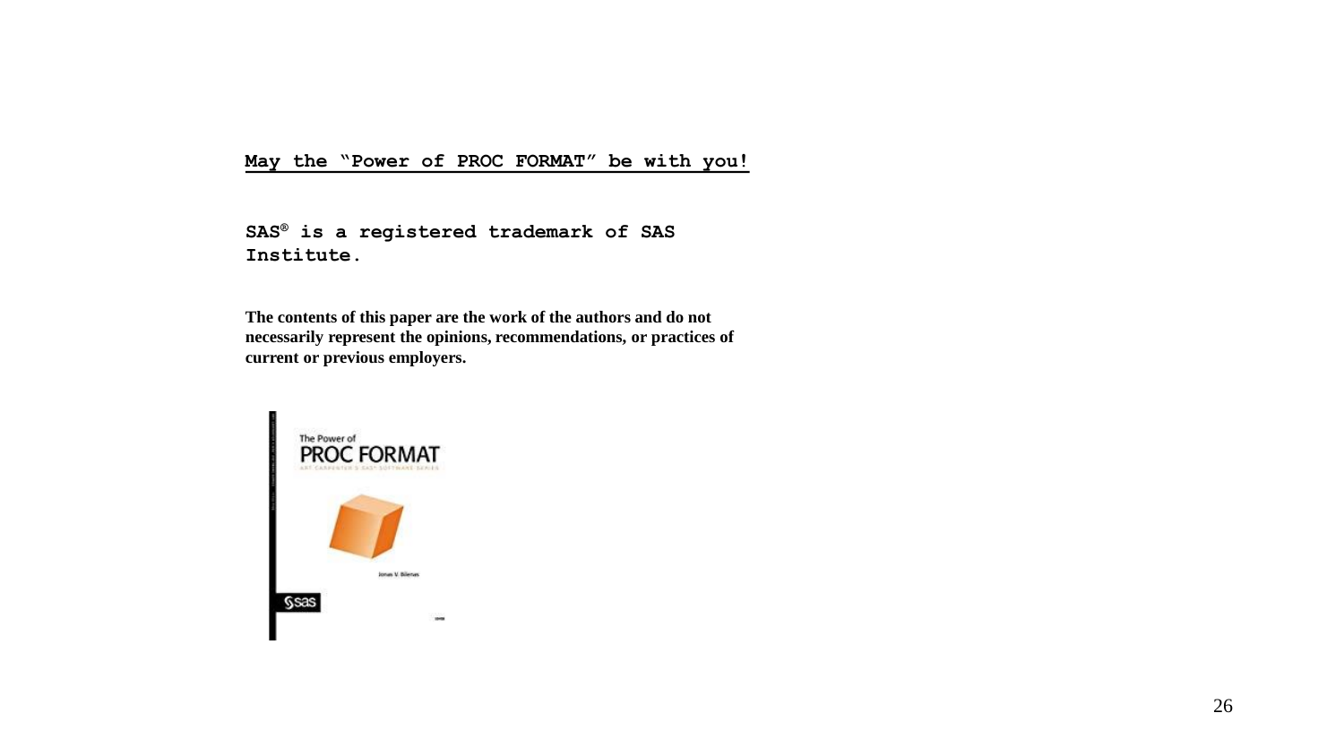**May the "Power of PROC FORMAT" be with you!**

**SAS® is a registered trademark of SAS Institute.**

**The contents of this paper are the work of the authors and do not necessarily represent the opinions, recommendations, or practices of current or previous employers.**